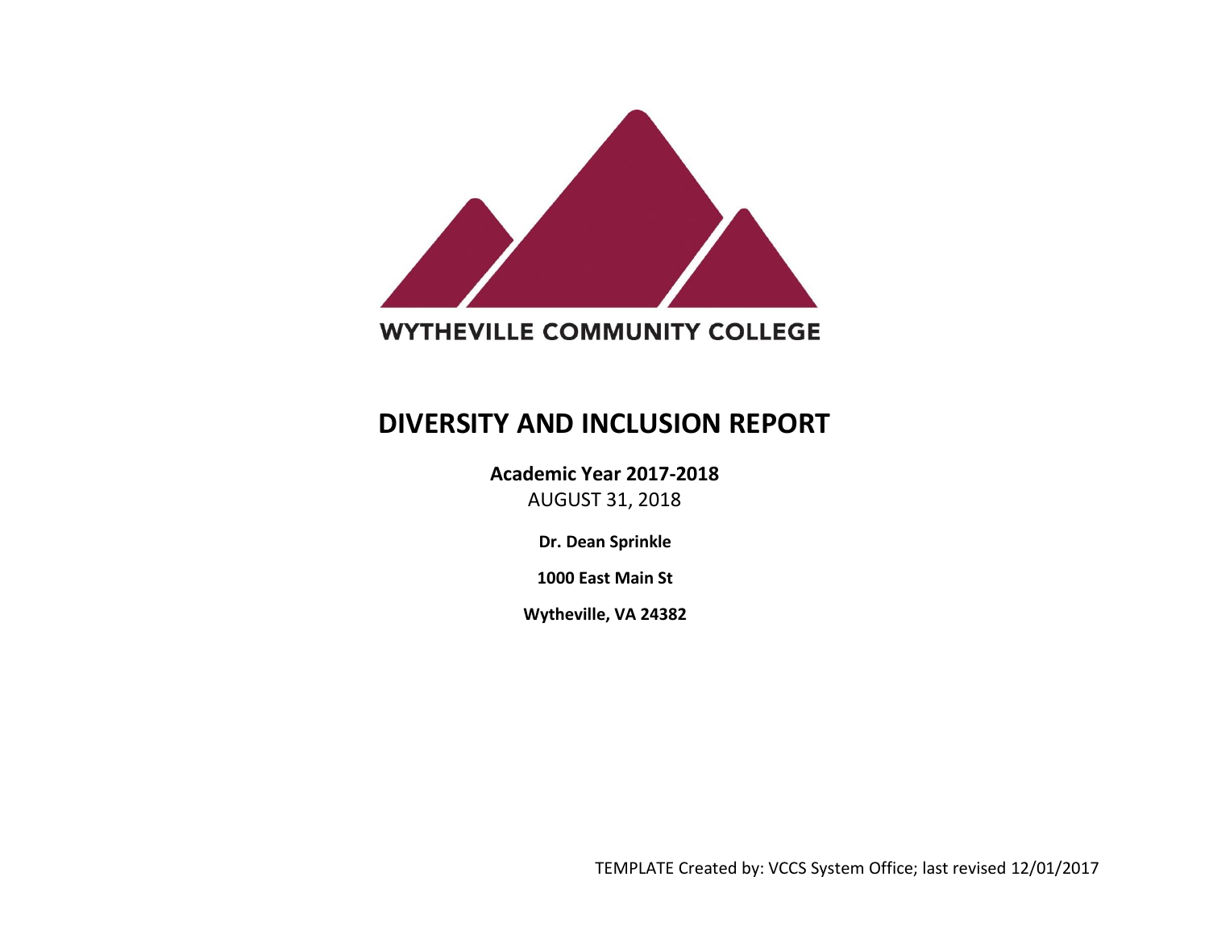WYTHEVILLE COMMUNITY COLLEGE

# DIVERSITY AND INCLUSION REPORT

**Academic Year 2017-2018**

AUGUST 31, 2018

**Dr. Dean Sprinkle**

**1000 East Main St**

**Wytheville, VA 24382**

TEMPLATE Created by: VCCS System Office; last revised 12/01/2017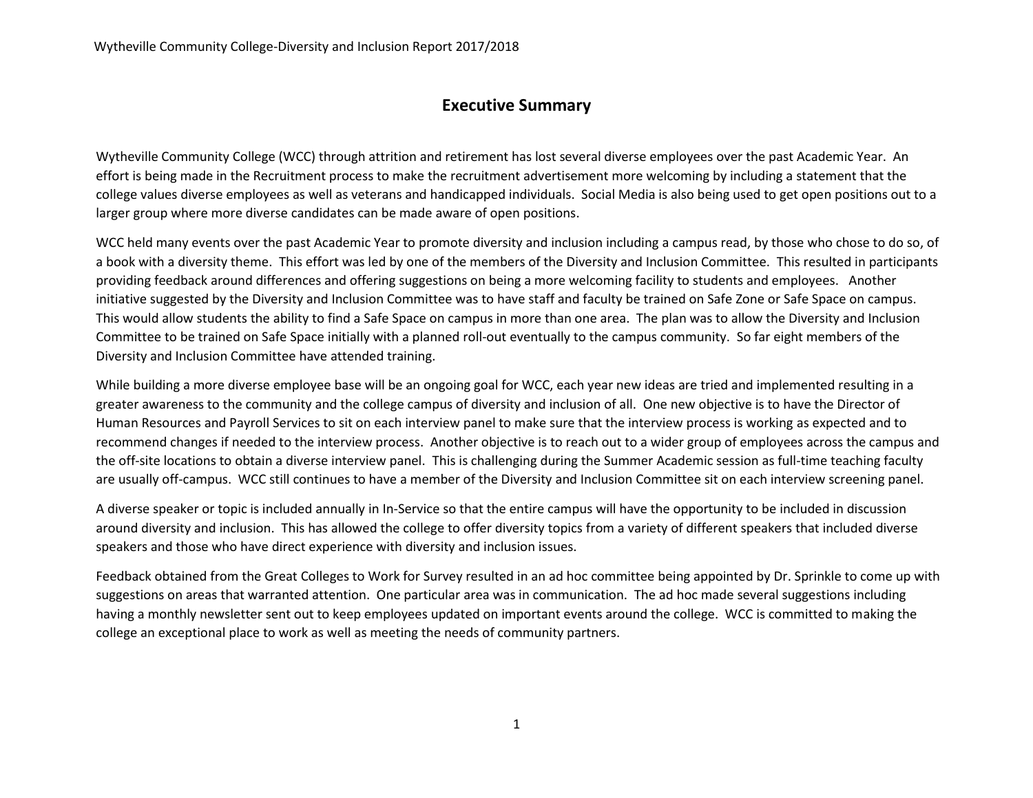# Executive Summary

Wytheville Community College (WCC) through attrition and retirement has lost several diverse employees over the past Academic Year. An effort is being made in the Recruitment process to make the recruitment advertisement more welcoming by including a statement that the college values diverse employees as well as veterans and handicapped individuals. Social Media is also being used to get open positions out to a larger group where more diverse candidates can be made aware of open positions.

WCC held many events over the past Academic Year to promote diversity and inclusion including a campus read, by those who chose to do so, of a book with a diversity theme. This effort was led by one of the members of the Diversity and Inclusion Committee. This resulted in participants providing feedback around differences and offering suggestions on being a more welcoming facility to students and employees. Another initiative suggested by the Diversity and Inclusion Committee was to have staff and faculty be trained on Safe Zone or Safe Space on campus. This would allow students the ability to find a Safe Space on campus in more than one area. The plan was to allow the Diversity and Inclusion Committee to be trained on Safe Space initially with a planned roll-out eventually to the campus community. So far eight members of the Diversity and Inclusion Committee have attended training.

While building a more diverse employee base will be an ongoing goal for WCC, each year new ideas are tried and implemented resulting in a greater awareness to the community and the college campus of diversity and inclusion of all. One new objective is to have the Director of Human Resources and Payroll Services to sit on each interview panel to make sure that the interview process is working as expected and to recommend changes if needed to the interview process. Another objective is to reach out to a wider group of employees across the campus and the off-site locations to obtain a diverse interview panel. This is challenging during the Summer Academic session as full-time teaching faculty are usually off-campus. WCC still continues to have a member of the Diversity and Inclusion Committee sit on each interview screening panel.

A diverse speaker or topic is included annually in In-Service so that the entire campus will have the opportunity to be included in discussion around diversity and inclusion. This has allowed the college to offer diversity topics from a variety of different speakers that included diverse speakers and those who have direct experience with diversity and inclusion issues.

Feedback obtained from the Great Colleges to Work for Survey resulted in an ad hoc committee being appointed by Dr. Sprinkle to come up with suggestions on areas that warranted attention. One particular area was in communication. The ad hoc made several suggestions including having a monthly newsletter sent out to keep employees updated on important events around the college. WCC is committed to making the college an exceptional place to work as well as meeting the needs of community partners.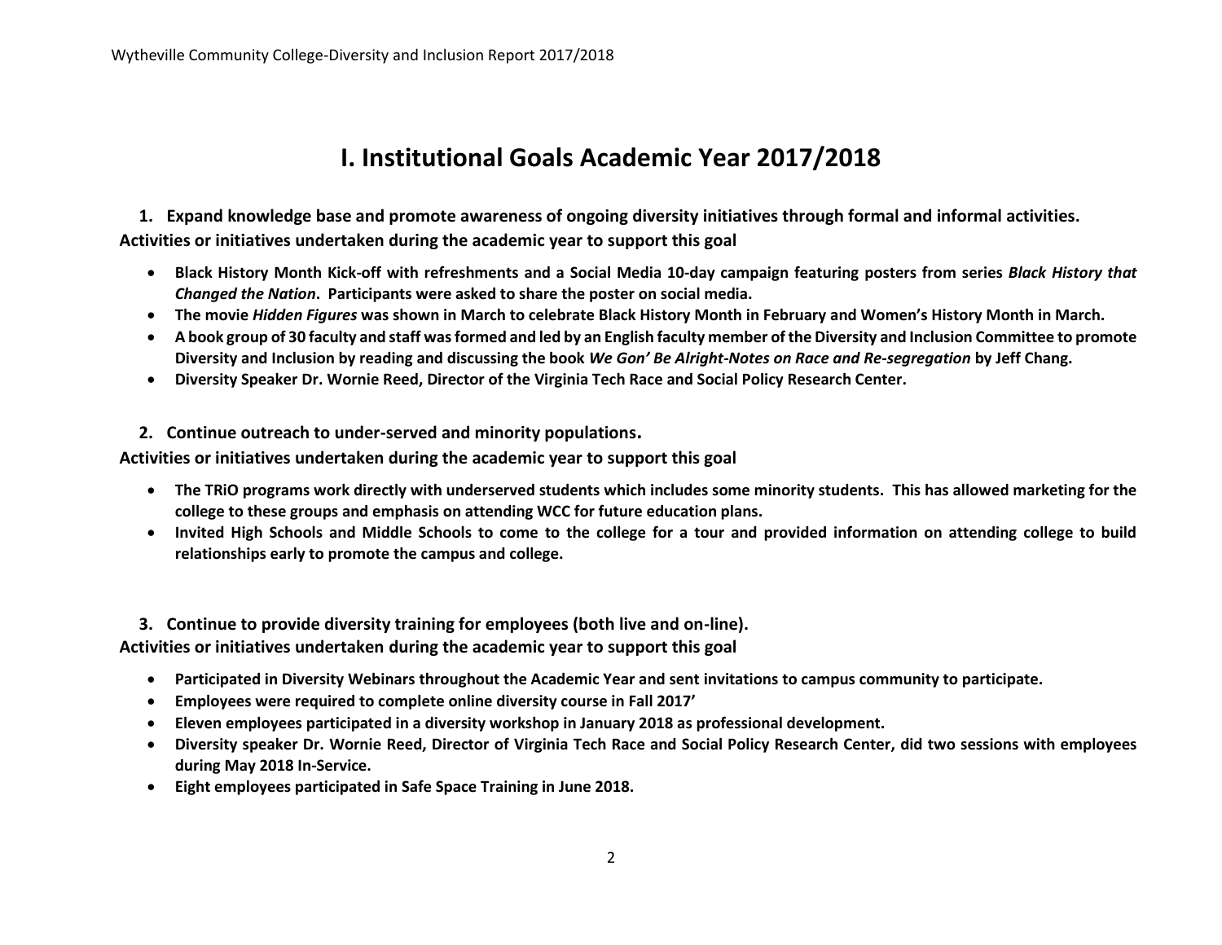# I. Institutional Goals Academic Year 2017/2018

**1. Expand knowledge base and promote awareness of ongoing diversity initiatives through formal and informal activities.**

**Activities or initiatives undertaken during the academic year to support this goal**

- **Black History Month Kick-off with refreshments and a Social Media 10-day campaign featuring posters from series *Black History that Changed the Nation*. Participants were asked to share the poster on social media.**
- **The movie *Hidden Figures* was shown in March to celebrate Black History Month in February and Women's History Month in March.**
- **A book group of 30 faculty and staff was formed and led by an English faculty member of the Diversity and Inclusion Committee to promote Diversity and Inclusion by reading and discussing the book *We Gon' Be Alright-Notes on Race and Re-segregation* by Jeff Chang.**
- **Diversity Speaker Dr. Wornie Reed, Director of the Virginia Tech Race and Social Policy Research Center.**

**2. Continue outreach to under-served and minority populations.**

**Activities or initiatives undertaken during the academic year to support this goal**

- **The TRiO programs work directly with underserved students which includes some minority students. This has allowed marketing for the college to these groups and emphasis on attending WCC for future education plans.**
- **Invited High Schools and Middle Schools to come to the college for a tour and provided information on attending college to build relationships early to promote the campus and college.**

**3. Continue to provide diversity training for employees (both live and on-line).**

**Activities or initiatives undertaken during the academic year to support this goal**

- **Participated in Diversity Webinars throughout the Academic Year and sent invitations to campus community to participate.**
- **Employees were required to complete online diversity course in Fall 2017'**
- **Eleven employees participated in a diversity workshop in January 2018 as professional development.**
- **Diversity speaker Dr. Wornie Reed, Director of Virginia Tech Race and Social Policy Research Center, did two sessions with employees during May 2018 In-Service.**
- **Eight employees participated in Safe Space Training in June 2018.**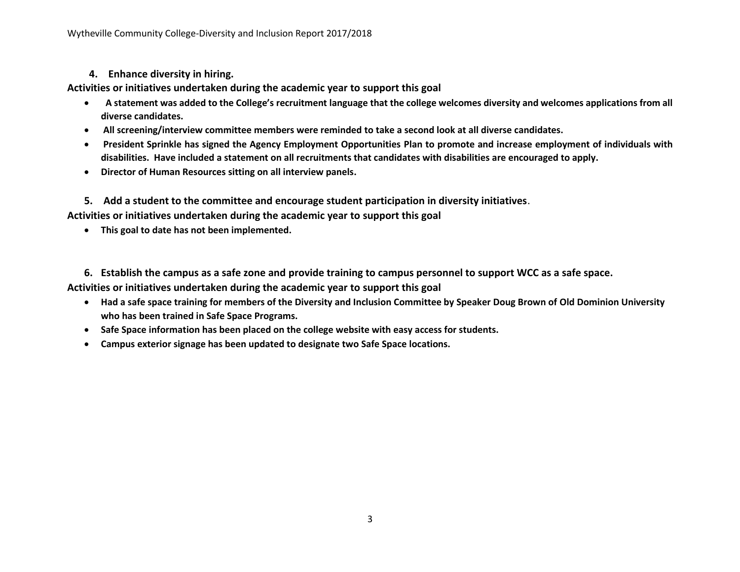**4. Enhance diversity in hiring.**

**Activities or initiatives undertaken during the academic year to support this goal**

- **A statement was added to the College's recruitment language that the college welcomes diversity and welcomes applications from all diverse candidates.**
- **All screening/interview committee members were reminded to take a second look at all diverse candidates.**
- **President Sprinkle has signed the Agency Employment Opportunities Plan to promote and increase employment of individuals with disabilities. Have included a statement on all recruitments that candidates with disabilities are encouraged to apply.**
- **Director of Human Resources sitting on all interview panels.**

**5. Add a student to the committee and encourage student participation in diversity initiatives.**

**Activities or initiatives undertaken during the academic year to support this goal**

- **This goal to date has not been implemented.**

**6. Establish the campus as a safe zone and provide training to campus personnel to support WCC as a safe space.**

**Activities or initiatives undertaken during the academic year to support this goal**

- **Had a safe space training for members of the Diversity and Inclusion Committee by Speaker Doug Brown of Old Dominion University who has been trained in Safe Space Programs.**
- **Safe Space information has been placed on the college website with easy access for students.**
- **Campus exterior signage has been updated to designate two Safe Space locations.**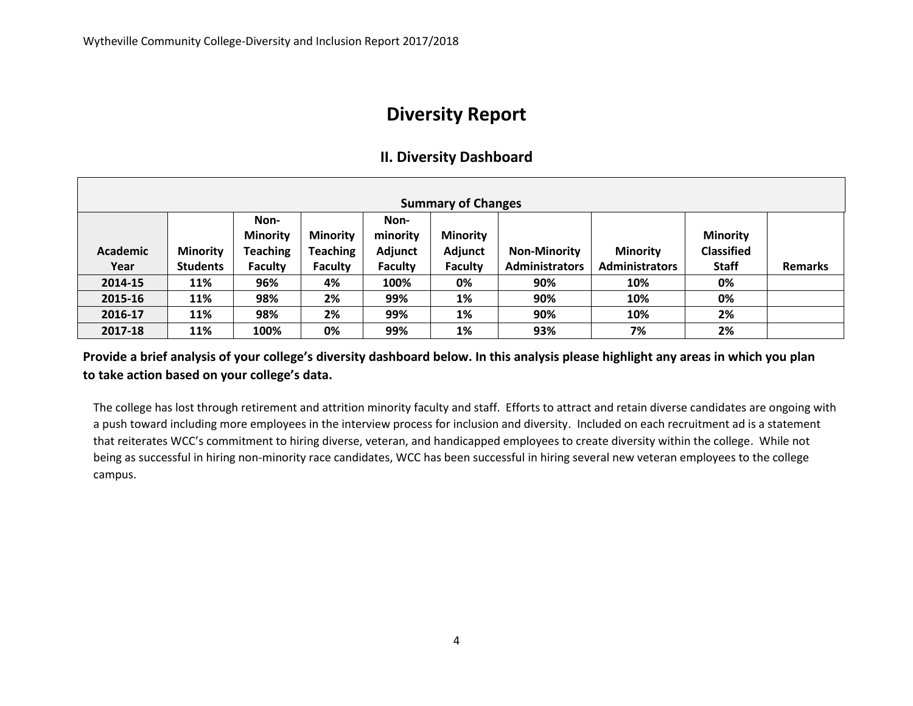# Diversity Report

## II. Diversity Dashboard

| Summary of Changes | | | | | | | | | |
|---|---|---|---|---|---|---|---|---|---|
| **Academic Year** | **Minority Students** | **Non-Minority Teaching Faculty** | **Minority Teaching Faculty** | **Non-minority Adjunct Faculty** | **Minority Adjunct Faculty** | **Non-Minority Administrators** | **Minority Administrators** | **Minority Classified Staff** | **Remarks** |
| **2014-15** | **11%** | **96%** | **4%** | **100%** | **0%** | **90%** | **10%** | **0%** | |
| **2015-16** | **11%** | **98%** | **2%** | **99%** | **1%** | **90%** | **10%** | **0%** | |
| **2016-17** | **11%** | **98%** | **2%** | **99%** | **1%** | **90%** | **10%** | **2%** | |
| **2017-18** | **11%** | **100%** | **0%** | **99%** | **1%** | **93%** | **7%** | **2%** | |

**Provide a brief analysis of your college's diversity dashboard below. In this analysis please highlight any areas in which you plan to take action based on your college's data.**

The college has lost through retirement and attrition minority faculty and staff. Efforts to attract and retain diverse candidates are ongoing with a push toward including more employees in the interview process for inclusion and diversity. Included on each recruitment ad is a statement that reiterates WCC's commitment to hiring diverse, veteran, and handicapped employees to create diversity within the college. While not being as successful in hiring non-minority race candidates, WCC has been successful in hiring several new veteran employees to the college campus.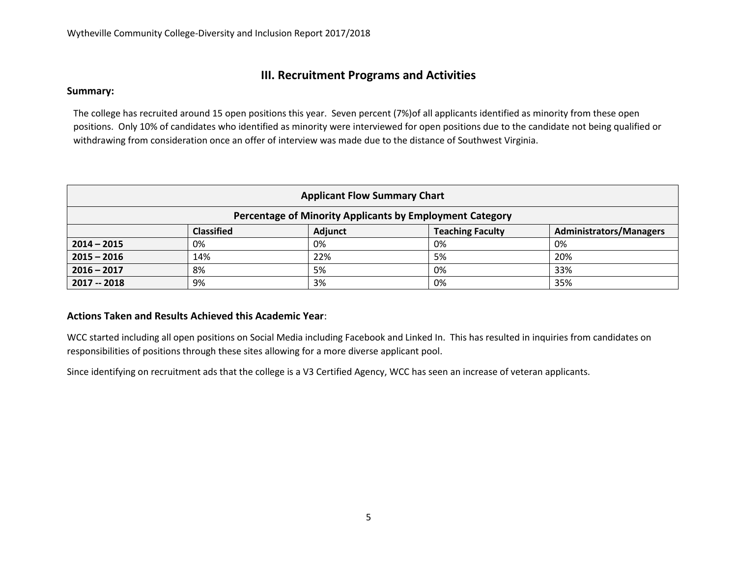## III. Recruitment Programs and Activities

**Summary:**

The college has recruited around 15 open positions this year. Seven percent (7%)of all applicants identified as minority from these open positions. Only 10% of candidates who identified as minority were interviewed for open positions due to the candidate not being qualified or withdrawing from consideration once an offer of interview was made due to the distance of Southwest Virginia.

| **Applicant Flow Summary Chart** | | | | |
|---|---|---|---|---|
| **Percentage of Minority Applicants by Employment Category** | | | | |
| | **Classified** | **Adjunct** | **Teaching Faculty** | **Administrators/Managers** |
| **2014 – 2015** | 0% | 0% | 0% | 0% |
| **2015 – 2016** | 14% | 22% | 5% | 20% |
| **2016 – 2017** | 8% | 5% | 0% | 33% |
| **2017 -- 2018** | 9% | 3% | 0% | 35% |

**Actions Taken and Results Achieved this Academic Year**:

WCC started including all open positions on Social Media including Facebook and Linked In. This has resulted in inquiries from candidates on responsibilities of positions through these sites allowing for a more diverse applicant pool.

Since identifying on recruitment ads that the college is a V3 Certified Agency, WCC has seen an increase of veteran applicants.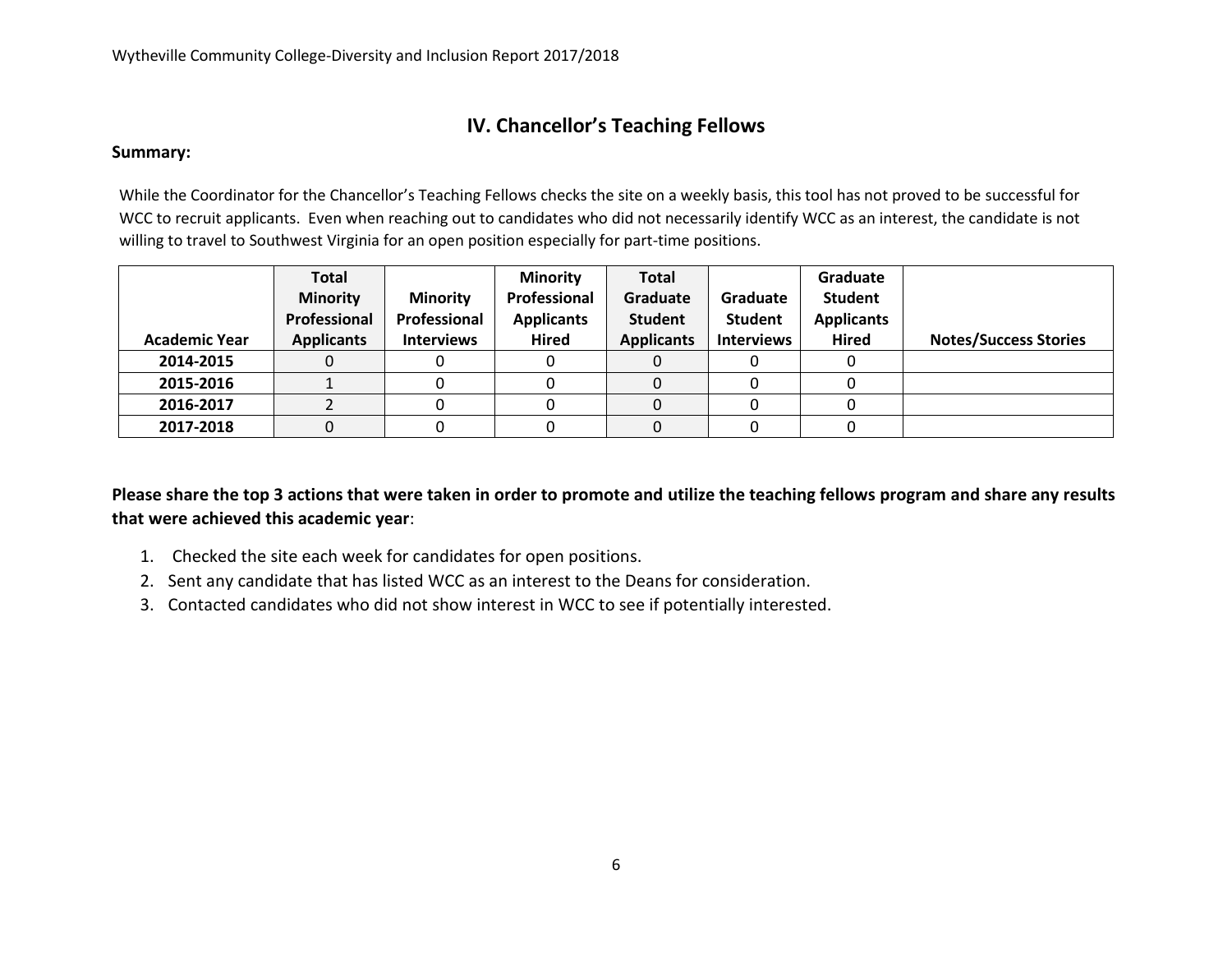## IV. Chancellor's Teaching Fellows

**Summary:**

While the Coordinator for the Chancellor's Teaching Fellows checks the site on a weekly basis, this tool has not proved to be successful for WCC to recruit applicants. Even when reaching out to candidates who did not necessarily identify WCC as an interest, the candidate is not willing to travel to Southwest Virginia for an open position especially for part-time positions.

| Academic Year | Total Minority Professional Applicants | Minority Professional Interviews | Minority Professional Applicants Hired | Total Graduate Student Applicants | Graduate Student Interviews | Graduate Student Applicants Hired | Notes/Success Stories |
|---|---|---|---|---|---|---|---|
| 2014-2015 | 0 | 0 | 0 | 0 | 0 | 0 | |
| 2015-2016 | 1 | 0 | 0 | 0 | 0 | 0 | |
| 2016-2017 | 2 | 0 | 0 | 0 | 0 | 0 | |
| 2017-2018 | 0 | 0 | 0 | 0 | 0 | 0 | |

**Please share the top 3 actions that were taken in order to promote and utilize the teaching fellows program and share any results that were achieved this academic year**:

1. Checked the site each week for candidates for open positions.
2. Sent any candidate that has listed WCC as an interest to the Deans for consideration.
3. Contacted candidates who did not show interest in WCC to see if potentially interested.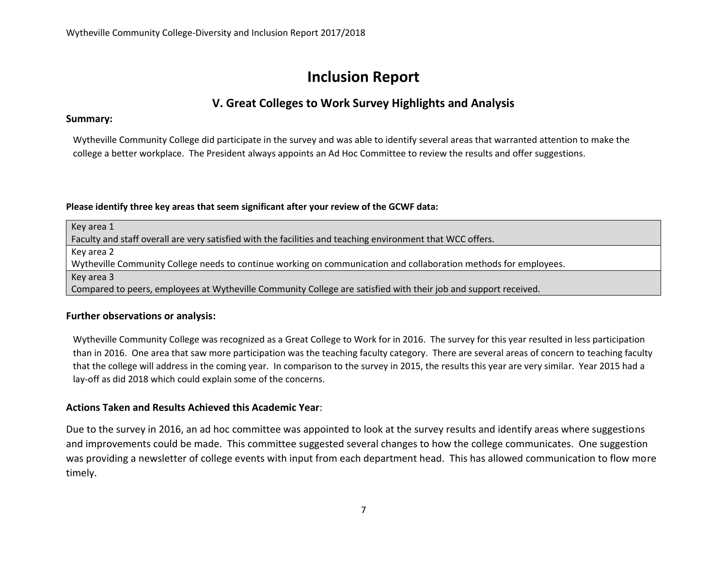# Inclusion Report

## V. Great Colleges to Work Survey Highlights and Analysis

**Summary:**

Wytheville Community College did participate in the survey and was able to identify several areas that warranted attention to make the college a better workplace. The President always appoints an Ad Hoc Committee to review the results and offer suggestions.

**Please identify three key areas that seem significant after your review of the GCWF data:**

| Key area 1 |
|---|
| Faculty and staff overall are very satisfied with the facilities and teaching environment that WCC offers. |
| Key area 2 |
| Wytheville Community College needs to continue working on communication and collaboration methods for employees. |
| Key area 3 |
| Compared to peers, employees at Wytheville Community College are satisfied with their job and support received. |

### Further observations or analysis:

Wytheville Community College was recognized as a Great College to Work for in 2016. The survey for this year resulted in less participation than in 2016. One area that saw more participation was the teaching faculty category. There are several areas of concern to teaching faculty that the college will address in the coming year. In comparison to the survey in 2015, the results this year are very similar. Year 2015 had a lay-off as did 2018 which could explain some of the concerns.

### Actions Taken and Results Achieved this Academic Year:

Due to the survey in 2016, an ad hoc committee was appointed to look at the survey results and identify areas where suggestions and improvements could be made. This committee suggested several changes to how the college communicates. One suggestion was providing a newsletter of college events with input from each department head. This has allowed communication to flow more timely.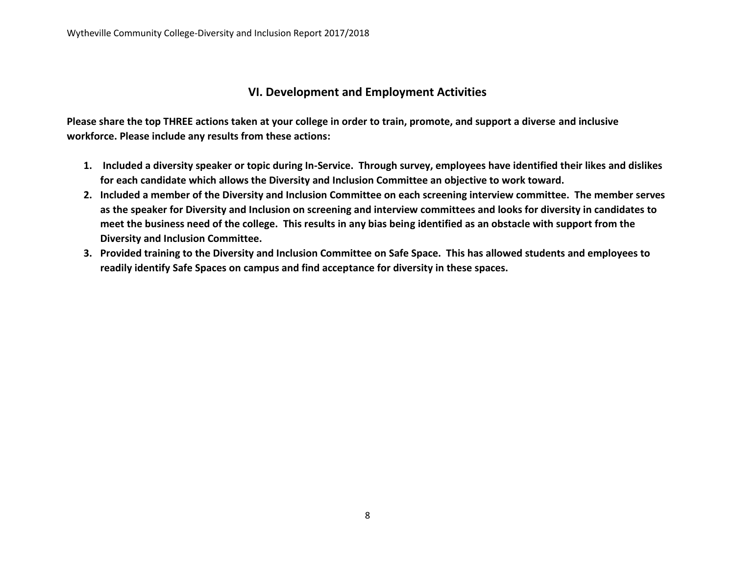## VI. Development and Employment Activities

**Please share the top THREE actions taken at your college in order to train, promote, and support a diverse and inclusive workforce. Please include any results from these actions:**

1. **Included a diversity speaker or topic during In-Service. Through survey, employees have identified their likes and dislikes for each candidate which allows the Diversity and Inclusion Committee an objective to work toward.**
2. **Included a member of the Diversity and Inclusion Committee on each screening interview committee. The member serves as the speaker for Diversity and Inclusion on screening and interview committees and looks for diversity in candidates to meet the business need of the college. This results in any bias being identified as an obstacle with support from the Diversity and Inclusion Committee.**
3. **Provided training to the Diversity and Inclusion Committee on Safe Space. This has allowed students and employees to readily identify Safe Spaces on campus and find acceptance for diversity in these spaces.**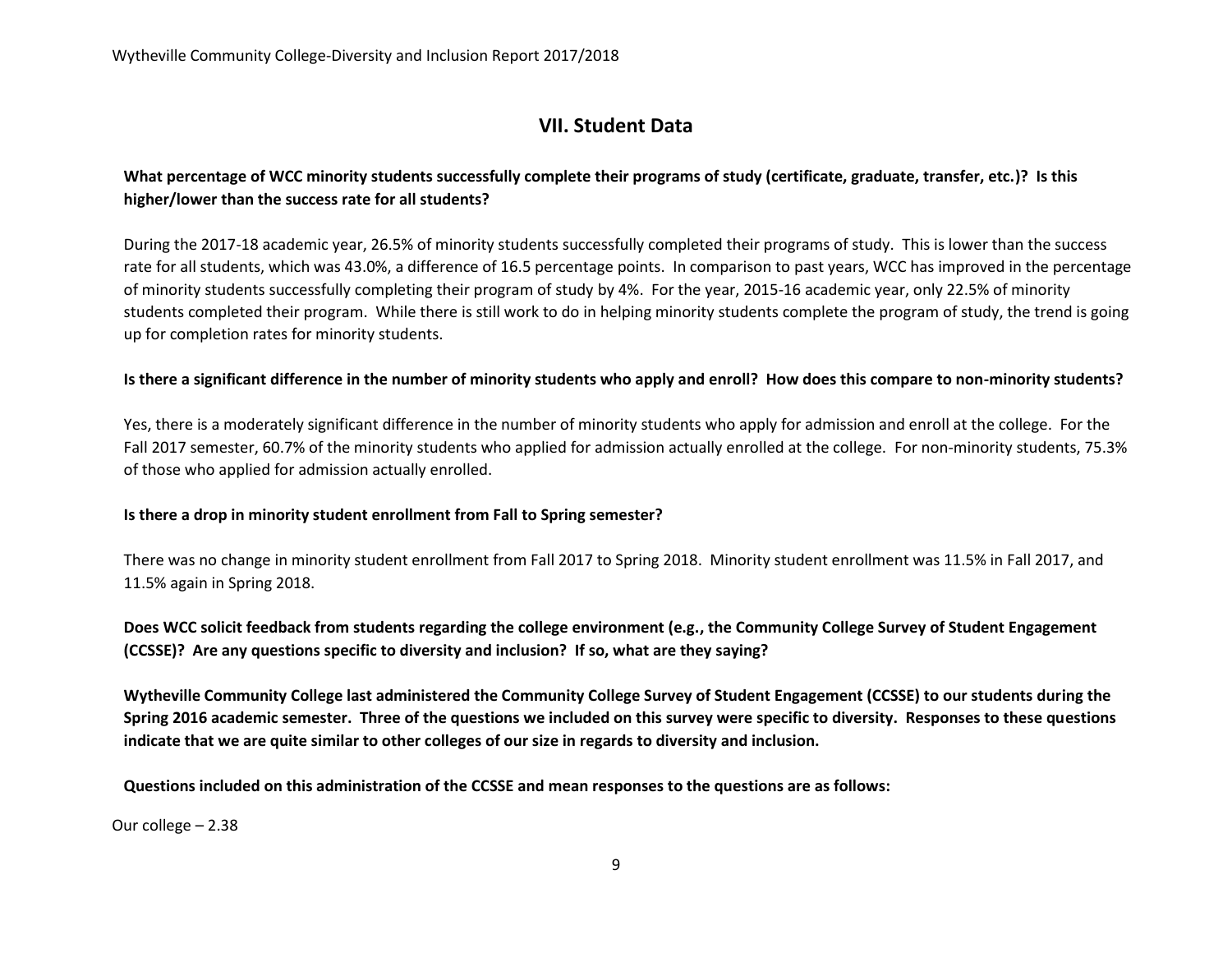## VII. Student Data

**What percentage of WCC minority students successfully complete their programs of study (certificate, graduate, transfer, etc.)? Is this higher/lower than the success rate for all students?**

During the 2017-18 academic year, 26.5% of minority students successfully completed their programs of study. This is lower than the success rate for all students, which was 43.0%, a difference of 16.5 percentage points. In comparison to past years, WCC has improved in the percentage of minority students successfully completing their program of study by 4%. For the year, 2015-16 academic year, only 22.5% of minority students completed their program. While there is still work to do in helping minority students complete the program of study, the trend is going up for completion rates for minority students.

**Is there a significant difference in the number of minority students who apply and enroll? How does this compare to non-minority students?**

Yes, there is a moderately significant difference in the number of minority students who apply for admission and enroll at the college. For the Fall 2017 semester, 60.7% of the minority students who applied for admission actually enrolled at the college. For non-minority students, 75.3% of those who applied for admission actually enrolled.

**Is there a drop in minority student enrollment from Fall to Spring semester?**

There was no change in minority student enrollment from Fall 2017 to Spring 2018. Minority student enrollment was 11.5% in Fall 2017, and 11.5% again in Spring 2018.

**Does WCC solicit feedback from students regarding the college environment (e.g., the Community College Survey of Student Engagement (CCSSE)? Are any questions specific to diversity and inclusion? If so, what are they saying?**

**Wytheville Community College last administered the Community College Survey of Student Engagement (CCSSE) to our students during the Spring 2016 academic semester. Three of the questions we included on this survey were specific to diversity. Responses to these questions indicate that we are quite similar to other colleges of our size in regards to diversity and inclusion.**

**Questions included on this administration of the CCSSE and mean responses to the questions are as follows:**

Our college – 2.38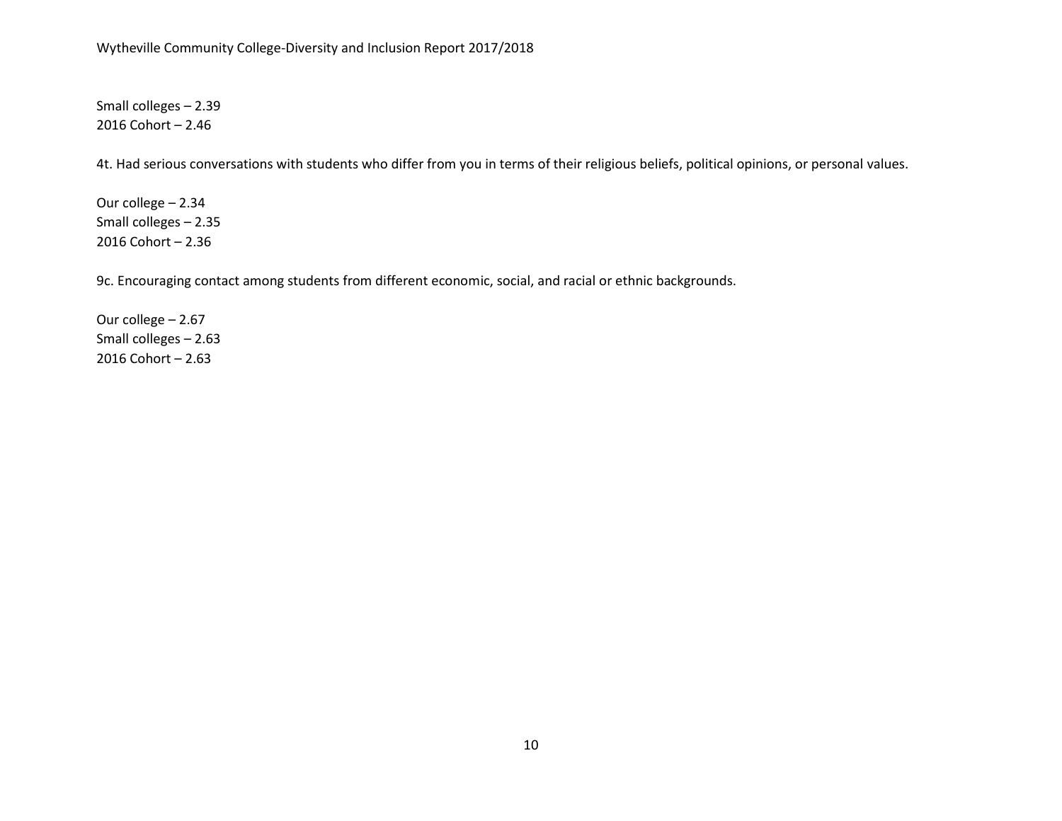Small colleges – 2.39
2016 Cohort – 2.46

4t. Had serious conversations with students who differ from you in terms of their religious beliefs, political opinions, or personal values.

Our college – 2.34
Small colleges – 2.35
2016 Cohort – 2.36

9c. Encouraging contact among students from different economic, social, and racial or ethnic backgrounds.

Our college – 2.67
Small colleges – 2.63
2016 Cohort – 2.63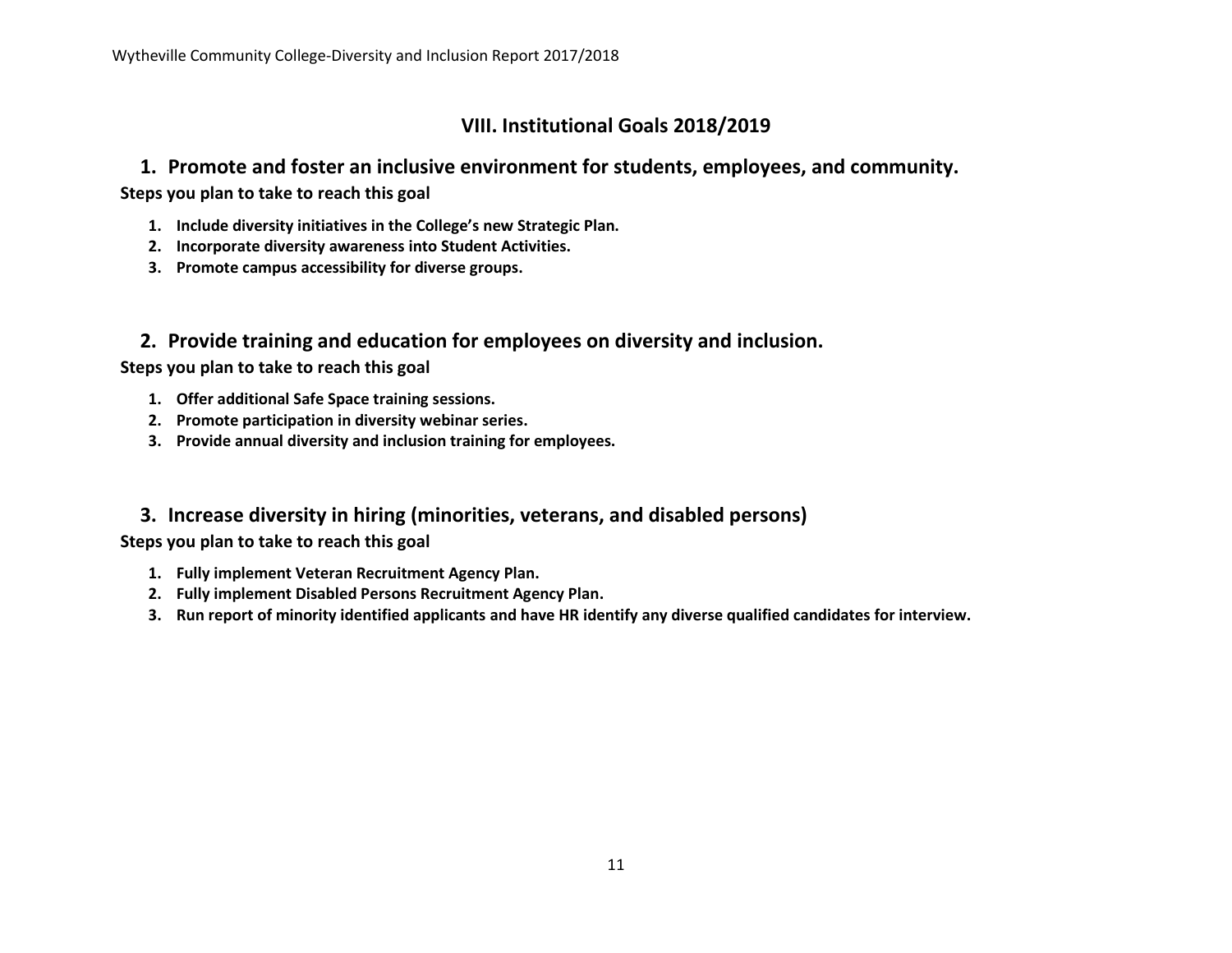## VIII. Institutional Goals 2018/2019

### 1. Promote and foster an inclusive environment for students, employees, and community.

**Steps you plan to take to reach this goal**

1. **Include diversity initiatives in the College's new Strategic Plan.**
2. **Incorporate diversity awareness into Student Activities.**
3. **Promote campus accessibility for diverse groups.**

### 2. Provide training and education for employees on diversity and inclusion.

**Steps you plan to take to reach this goal**

1. **Offer additional Safe Space training sessions.**
2. **Promote participation in diversity webinar series.**
3. **Provide annual diversity and inclusion training for employees.**

### 3. Increase diversity in hiring (minorities, veterans, and disabled persons)

**Steps you plan to take to reach this goal**

1. **Fully implement Veteran Recruitment Agency Plan.**
2. **Fully implement Disabled Persons Recruitment Agency Plan.**
3. **Run report of minority identified applicants and have HR identify any diverse qualified candidates for interview.**